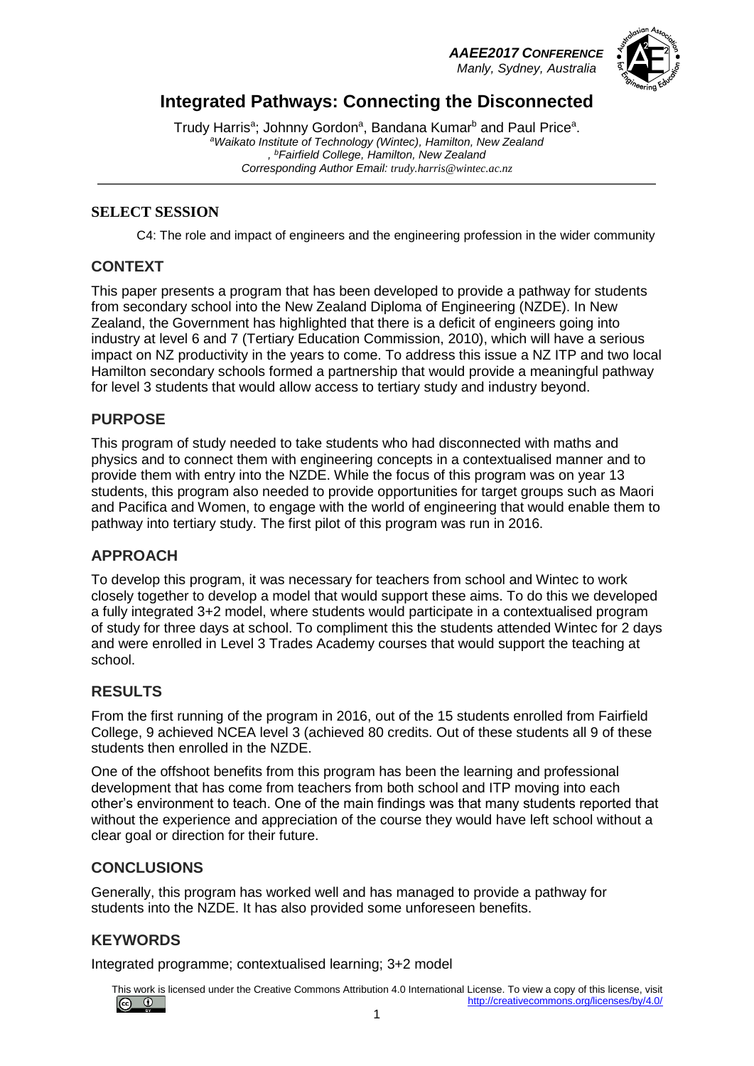**AAEE2017 CONFERENCE**
*Manly, Sydney, Australia*

# Integrated Pathways: Connecting the Disconnected

Trudy Harris[a]; Johnny Gordon[a], Bandana Kumar[b] and Paul Price[a].
[a]*Waikato Institute of Technology (Wintec), Hamilton, New Zealand*
, [b]*Fairfield College, Hamilton, New Zealand*
*Corresponding Author Email: trudy.harris@wintec.ac.nz*

## SELECT SESSION

C4: The role and impact of engineers and the engineering profession in the wider community

## CONTEXT

This paper presents a program that has been developed to provide a pathway for students from secondary school into the New Zealand Diploma of Engineering (NZDE). In New Zealand, the Government has highlighted that there is a deficit of engineers going into industry at level 6 and 7 (Tertiary Education Commission, 2010), which will have a serious impact on NZ productivity in the years to come. To address this issue a NZ ITP and two local Hamilton secondary schools formed a partnership that would provide a meaningful pathway for level 3 students that would allow access to tertiary study and industry beyond.

## PURPOSE

This program of study needed to take students who had disconnected with maths and physics and to connect them with engineering concepts in a contextualised manner and to provide them with entry into the NZDE. While the focus of this program was on year 13 students, this program also needed to provide opportunities for target groups such as Maori and Pacifica and Women, to engage with the world of engineering that would enable them to pathway into tertiary study. The first pilot of this program was run in 2016.

## APPROACH

To develop this program, it was necessary for teachers from school and Wintec to work closely together to develop a model that would support these aims. To do this we developed a fully integrated 3+2 model, where students would participate in a contextualised program of study for three days at school. To compliment this the students attended Wintec for 2 days and were enrolled in Level 3 Trades Academy courses that would support the teaching at school.

## RESULTS

From the first running of the program in 2016, out of the 15 students enrolled from Fairfield College, 9 achieved NCEA level 3 (achieved 80 credits. Out of these students all 9 of these students then enrolled in the NZDE.

One of the offshoot benefits from this program has been the learning and professional development that has come from teachers from both school and ITP moving into each other's environment to teach. One of the main findings was that many students reported that without the experience and appreciation of the course they would have left school without a clear goal or direction for their future.

## CONCLUSIONS

Generally, this program has worked well and has managed to provide a pathway for students into the NZDE. It has also provided some unforeseen benefits.

## KEYWORDS

Integrated programme; contextualised learning; 3+2 model

This work is licensed under the Creative Commons Attribution 4.0 International License. To view a copy of this license, visit http://creativecommons.org/licenses/by/4.0/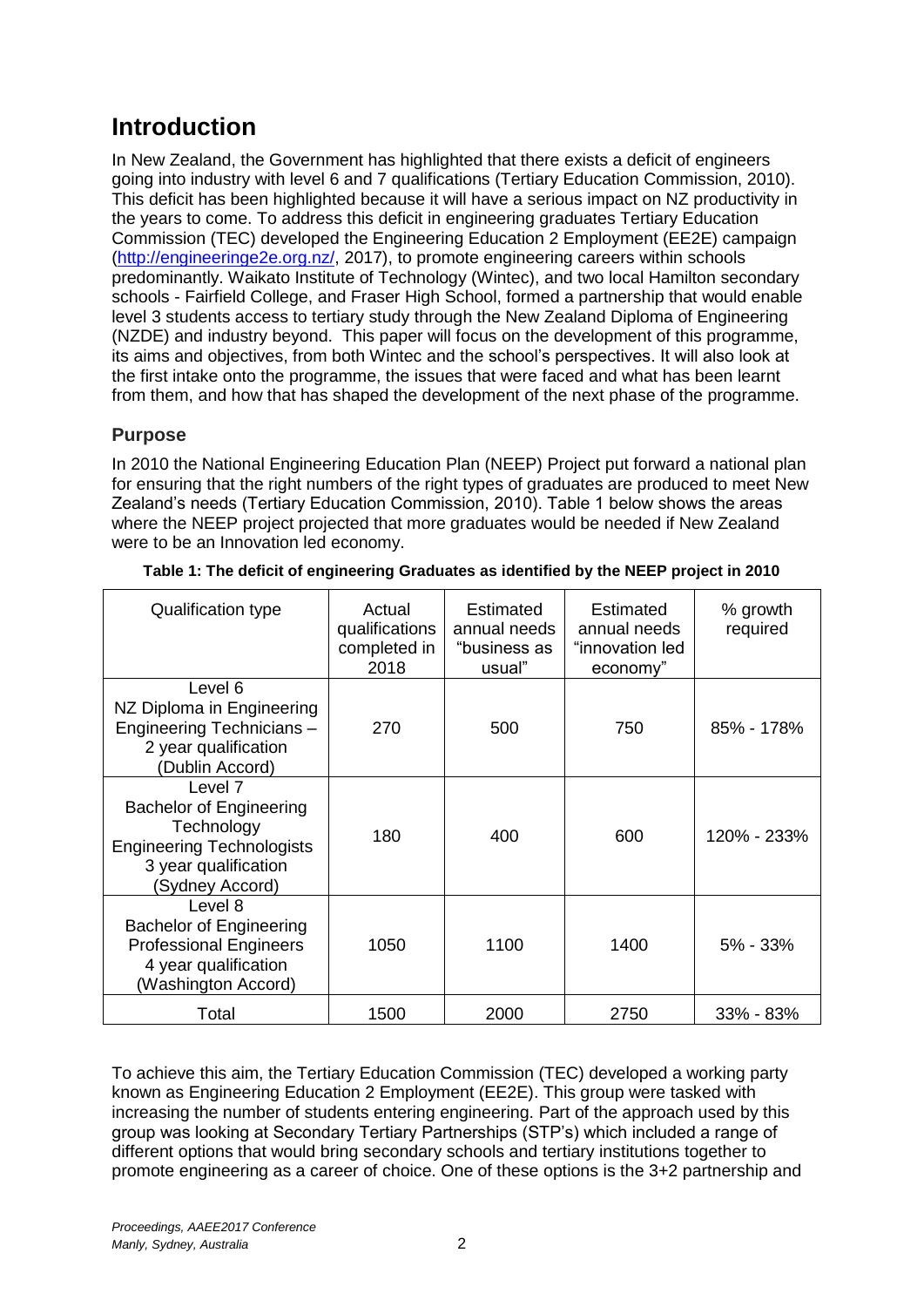# Introduction

In New Zealand, the Government has highlighted that there exists a deficit of engineers going into industry with level 6 and 7 qualifications (Tertiary Education Commission, 2010). This deficit has been highlighted because it will have a serious impact on NZ productivity in the years to come. To address this deficit in engineering graduates Tertiary Education Commission (TEC) developed the Engineering Education 2 Employment (EE2E) campaign (http://engineeringe2e.org.nz/, 2017), to promote engineering careers within schools predominantly. Waikato Institute of Technology (Wintec), and two local Hamilton secondary schools - Fairfield College, and Fraser High School, formed a partnership that would enable level 3 students access to tertiary study through the New Zealand Diploma of Engineering (NZDE) and industry beyond. This paper will focus on the development of this programme, its aims and objectives, from both Wintec and the school's perspectives. It will also look at the first intake onto the programme, the issues that were faced and what has been learnt from them, and how that has shaped the development of the next phase of the programme.

## Purpose

In 2010 the National Engineering Education Plan (NEEP) Project put forward a national plan for ensuring that the right numbers of the right types of graduates are produced to meet New Zealand's needs (Tertiary Education Commission, 2010). Table 1 below shows the areas where the NEEP project projected that more graduates would be needed if New Zealand were to be an Innovation led economy.

**Table 1: The deficit of engineering Graduates as identified by the NEEP project in 2010**

| Qualification type | Actual qualifications completed in 2018 | Estimated annual needs "business as usual" | Estimated annual needs "innovation led economy" | % growth required |
|---|---|---|---|---|
| Level 6 NZ Diploma in Engineering Engineering Technicians – 2 year qualification (Dublin Accord) | 270 | 500 | 750 | 85% - 178% |
| Level 7 Bachelor of Engineering Technology Engineering Technologists 3 year qualification (Sydney Accord) | 180 | 400 | 600 | 120% - 233% |
| Level 8 Bachelor of Engineering Professional Engineers 4 year qualification (Washington Accord) | 1050 | 1100 | 1400 | 5% - 33% |
| Total | 1500 | 2000 | 2750 | 33% - 83% |

To achieve this aim, the Tertiary Education Commission (TEC) developed a working party known as Engineering Education 2 Employment (EE2E). This group were tasked with increasing the number of students entering engineering. Part of the approach used by this group was looking at Secondary Tertiary Partnerships (STP's) which included a range of different options that would bring secondary schools and tertiary institutions together to promote engineering as a career of choice. One of these options is the 3+2 partnership and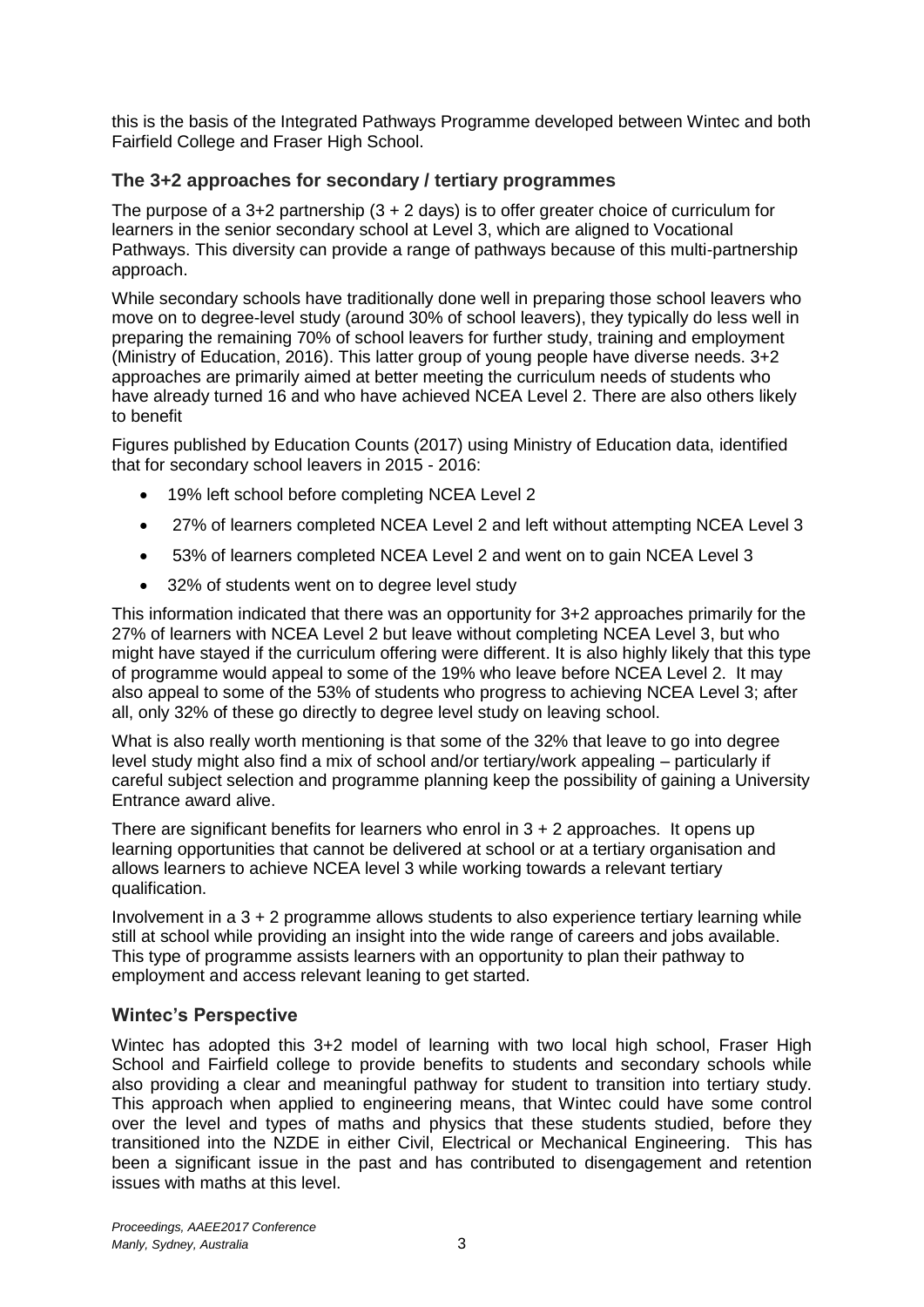this is the basis of the Integrated Pathways Programme developed between Wintec and both Fairfield College and Fraser High School.

### The 3+2 approaches for secondary / tertiary programmes

The purpose of a 3+2 partnership (3 + 2 days) is to offer greater choice of curriculum for learners in the senior secondary school at Level 3, which are aligned to Vocational Pathways. This diversity can provide a range of pathways because of this multi-partnership approach.

While secondary schools have traditionally done well in preparing those school leavers who move on to degree-level study (around 30% of school leavers), they typically do less well in preparing the remaining 70% of school leavers for further study, training and employment (Ministry of Education, 2016). This latter group of young people have diverse needs. 3+2 approaches are primarily aimed at better meeting the curriculum needs of students who have already turned 16 and who have achieved NCEA Level 2. There are also others likely to benefit

Figures published by Education Counts (2017) using Ministry of Education data, identified that for secondary school leavers in 2015 - 2016:

- 19% left school before completing NCEA Level 2
- 27% of learners completed NCEA Level 2 and left without attempting NCEA Level 3
- 53% of learners completed NCEA Level 2 and went on to gain NCEA Level 3
- 32% of students went on to degree level study

This information indicated that there was an opportunity for 3+2 approaches primarily for the 27% of learners with NCEA Level 2 but leave without completing NCEA Level 3, but who might have stayed if the curriculum offering were different. It is also highly likely that this type of programme would appeal to some of the 19% who leave before NCEA Level 2. It may also appeal to some of the 53% of students who progress to achieving NCEA Level 3; after all, only 32% of these go directly to degree level study on leaving school.

What is also really worth mentioning is that some of the 32% that leave to go into degree level study might also find a mix of school and/or tertiary/work appealing – particularly if careful subject selection and programme planning keep the possibility of gaining a University Entrance award alive.

There are significant benefits for learners who enrol in 3 + 2 approaches. It opens up learning opportunities that cannot be delivered at school or at a tertiary organisation and allows learners to achieve NCEA level 3 while working towards a relevant tertiary qualification.

Involvement in a 3 + 2 programme allows students to also experience tertiary learning while still at school while providing an insight into the wide range of careers and jobs available. This type of programme assists learners with an opportunity to plan their pathway to employment and access relevant leaning to get started.

### Wintec's Perspective

Wintec has adopted this 3+2 model of learning with two local high school, Fraser High School and Fairfield college to provide benefits to students and secondary schools while also providing a clear and meaningful pathway for student to transition into tertiary study. This approach when applied to engineering means, that Wintec could have some control over the level and types of maths and physics that these students studied, before they transitioned into the NZDE in either Civil, Electrical or Mechanical Engineering. This has been a significant issue in the past and has contributed to disengagement and retention issues with maths at this level.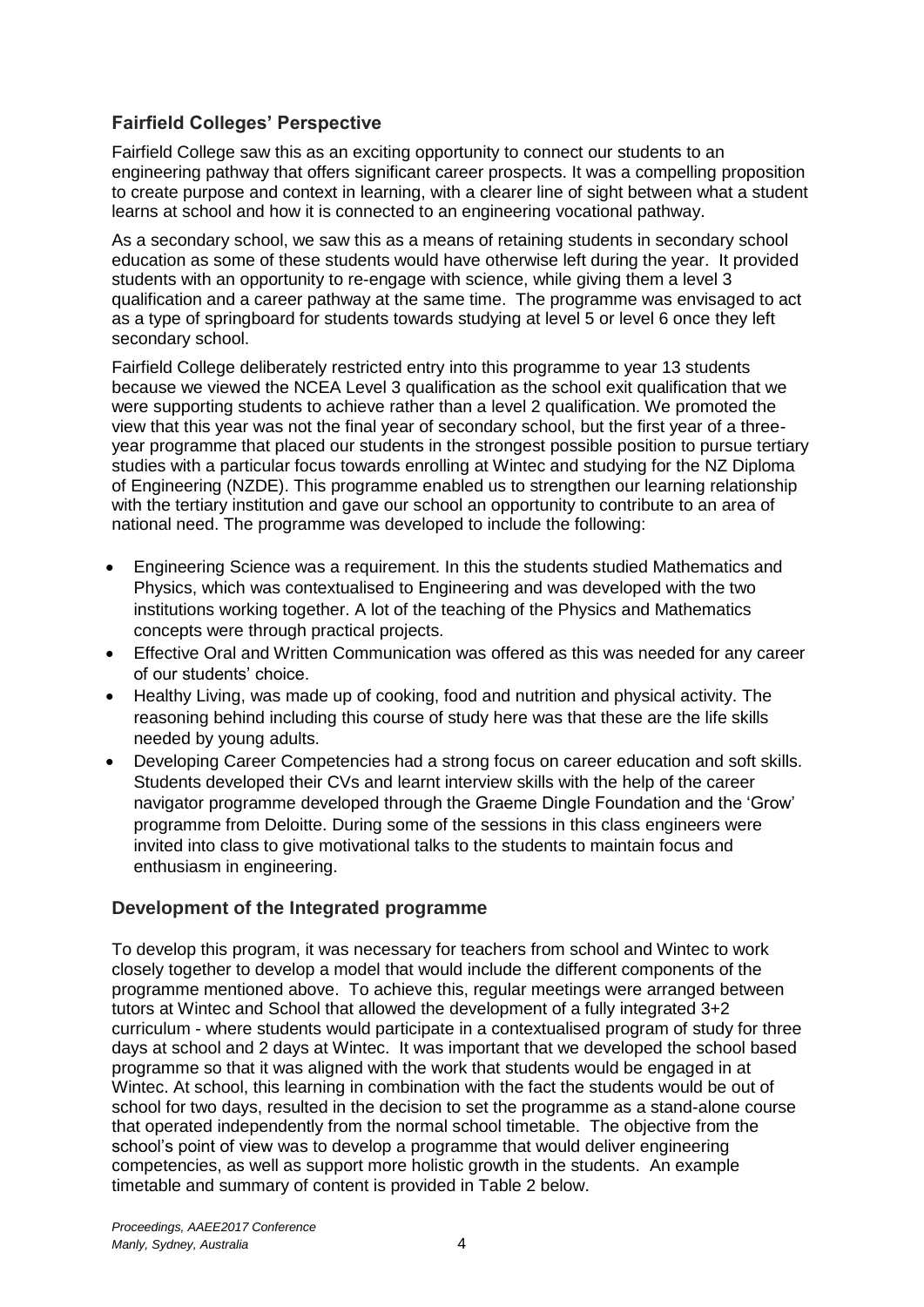## Fairfield Colleges' Perspective

Fairfield College saw this as an exciting opportunity to connect our students to an engineering pathway that offers significant career prospects. It was a compelling proposition to create purpose and context in learning, with a clearer line of sight between what a student learns at school and how it is connected to an engineering vocational pathway.

As a secondary school, we saw this as a means of retaining students in secondary school education as some of these students would have otherwise left during the year. It provided students with an opportunity to re-engage with science, while giving them a level 3 qualification and a career pathway at the same time. The programme was envisaged to act as a type of springboard for students towards studying at level 5 or level 6 once they left secondary school.

Fairfield College deliberately restricted entry into this programme to year 13 students because we viewed the NCEA Level 3 qualification as the school exit qualification that we were supporting students to achieve rather than a level 2 qualification. We promoted the view that this year was not the final year of secondary school, but the first year of a three-year programme that placed our students in the strongest possible position to pursue tertiary studies with a particular focus towards enrolling at Wintec and studying for the NZ Diploma of Engineering (NZDE). This programme enabled us to strengthen our learning relationship with the tertiary institution and gave our school an opportunity to contribute to an area of national need. The programme was developed to include the following:

- Engineering Science was a requirement. In this the students studied Mathematics and Physics, which was contextualised to Engineering and was developed with the two institutions working together. A lot of the teaching of the Physics and Mathematics concepts were through practical projects.
- Effective Oral and Written Communication was offered as this was needed for any career of our students' choice.
- Healthy Living, was made up of cooking, food and nutrition and physical activity. The reasoning behind including this course of study here was that these are the life skills needed by young adults.
- Developing Career Competencies had a strong focus on career education and soft skills. Students developed their CVs and learnt interview skills with the help of the career navigator programme developed through the Graeme Dingle Foundation and the 'Grow' programme from Deloitte. During some of the sessions in this class engineers were invited into class to give motivational talks to the students to maintain focus and enthusiasm in engineering.

## Development of the Integrated programme

To develop this program, it was necessary for teachers from school and Wintec to work closely together to develop a model that would include the different components of the programme mentioned above. To achieve this, regular meetings were arranged between tutors at Wintec and School that allowed the development of a fully integrated 3+2 curriculum - where students would participate in a contextualised program of study for three days at school and 2 days at Wintec. It was important that we developed the school based programme so that it was aligned with the work that students would be engaged in at Wintec. At school, this learning in combination with the fact the students would be out of school for two days, resulted in the decision to set the programme as a stand-alone course that operated independently from the normal school timetable. The objective from the school's point of view was to develop a programme that would deliver engineering competencies, as well as support more holistic growth in the students. An example timetable and summary of content is provided in Table 2 below.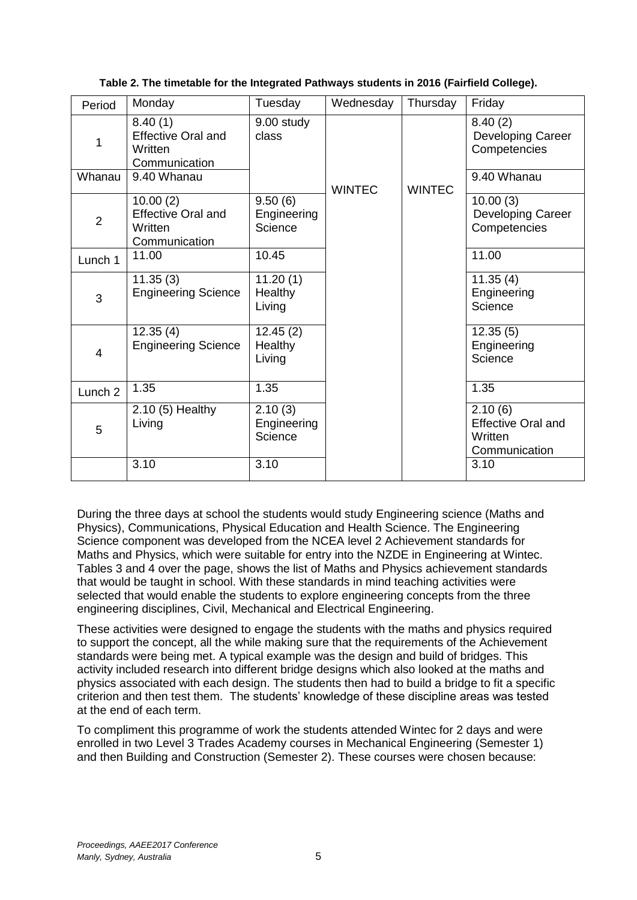**Table 2. The timetable for the Integrated Pathways students in 2016 (Fairfield College).**

| Period | Monday | Tuesday | Wednesday | Thursday | Friday |
|---|---|---|---|---|---|
| 1 | 8.40 (1) Effective Oral and Written Communication | 9.00 study class | WINTEC | WINTEC | 8.40 (2) Developing Career Competencies |
| Whanau | 9.40 Whanau | | | | 9.40 Whanau |
| 2 | 10.00 (2) Effective Oral and Written Communication | 9.50 (6) Engineering Science | | | 10.00 (3) Developing Career Competencies |
| Lunch 1 | 11.00 | 10.45 | | | 11.00 |
| 3 | 11.35 (3) Engineering Science | 11.20 (1) Healthy Living | | | 11.35 (4) Engineering Science |
| 4 | 12.35 (4) Engineering Science | 12.45 (2) Healthy Living | | | 12.35 (5) Engineering Science |
| Lunch 2 | 1.35 | 1.35 | | | 1.35 |
| 5 | 2.10 (5) Healthy Living | 2.10 (3) Engineering Science | | | 2.10 (6) Effective Oral and Written Communication |
| | 3.10 | 3.10 | | | 3.10 |

During the three days at school the students would study Engineering science (Maths and Physics), Communications, Physical Education and Health Science. The Engineering Science component was developed from the NCEA level 2 Achievement standards for Maths and Physics, which were suitable for entry into the NZDE in Engineering at Wintec. Tables 3 and 4 over the page, shows the list of Maths and Physics achievement standards that would be taught in school. With these standards in mind teaching activities were selected that would enable the students to explore engineering concepts from the three engineering disciplines, Civil, Mechanical and Electrical Engineering.

These activities were designed to engage the students with the maths and physics required to support the concept, all the while making sure that the requirements of the Achievement standards were being met. A typical example was the design and build of bridges. This activity included research into different bridge designs which also looked at the maths and physics associated with each design. The students then had to build a bridge to fit a specific criterion and then test them. The students' knowledge of these discipline areas was tested at the end of each term.

To compliment this programme of work the students attended Wintec for 2 days and were enrolled in two Level 3 Trades Academy courses in Mechanical Engineering (Semester 1) and then Building and Construction (Semester 2). These courses were chosen because: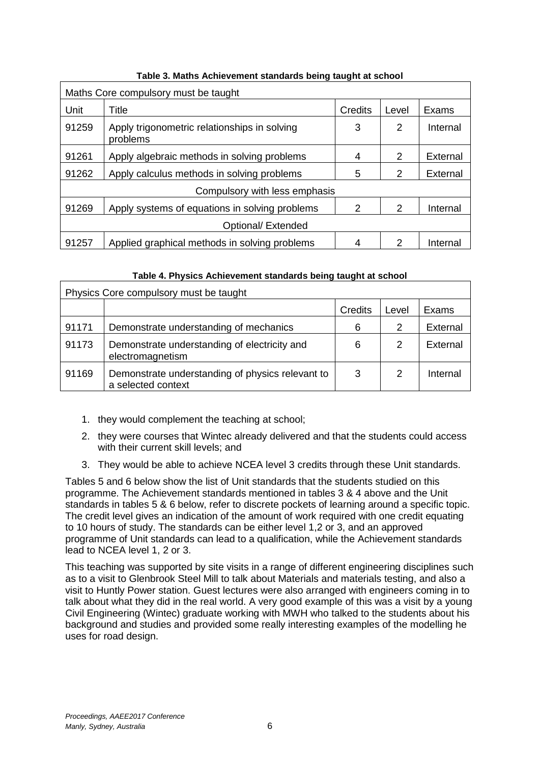**Table 3. Maths Achievement standards being taught at school**

| Maths Core compulsory must be taught | | | | |
|---|---|---|---|---|
| Unit | Title | Credits | Level | Exams |
| 91259 | Apply trigonometric relationships in solving problems | 3 | 2 | Internal |
| 91261 | Apply algebraic methods in solving problems | 4 | 2 | External |
| 91262 | Apply calculus methods in solving problems | 5 | 2 | External |
| Compulsory with less emphasis | | | | |
| 91269 | Apply systems of equations in solving problems | 2 | 2 | Internal |
| Optional/ Extended | | | | |
| 91257 | Applied graphical methods in solving problems | 4 | 2 | Internal |

**Table 4. Physics Achievement standards being taught at school**

| Physics Core compulsory must be taught | | | | |
|---|---|---|---|---|
| | | Credits | Level | Exams |
| 91171 | Demonstrate understanding of mechanics | 6 | 2 | External |
| 91173 | Demonstrate understanding of electricity and electromagnetism | 6 | 2 | External |
| 91169 | Demonstrate understanding of physics relevant to a selected context | 3 | 2 | Internal |

1. they would complement the teaching at school;
2. they were courses that Wintec already delivered and that the students could access with their current skill levels; and
3. They would be able to achieve NCEA level 3 credits through these Unit standards.

Tables 5 and 6 below show the list of Unit standards that the students studied on this programme. The Achievement standards mentioned in tables 3 & 4 above and the Unit standards in tables 5 & 6 below, refer to discrete pockets of learning around a specific topic. The credit level gives an indication of the amount of work required with one credit equating to 10 hours of study. The standards can be either level 1,2 or 3, and an approved programme of Unit standards can lead to a qualification, while the Achievement standards lead to NCEA level 1, 2 or 3.

This teaching was supported by site visits in a range of different engineering disciplines such as to a visit to Glenbrook Steel Mill to talk about Materials and materials testing, and also a visit to Huntly Power station. Guest lectures were also arranged with engineers coming in to talk about what they did in the real world. A very good example of this was a visit by a young Civil Engineering (Wintec) graduate working with MWH who talked to the students about his background and studies and provided some really interesting examples of the modelling he uses for road design.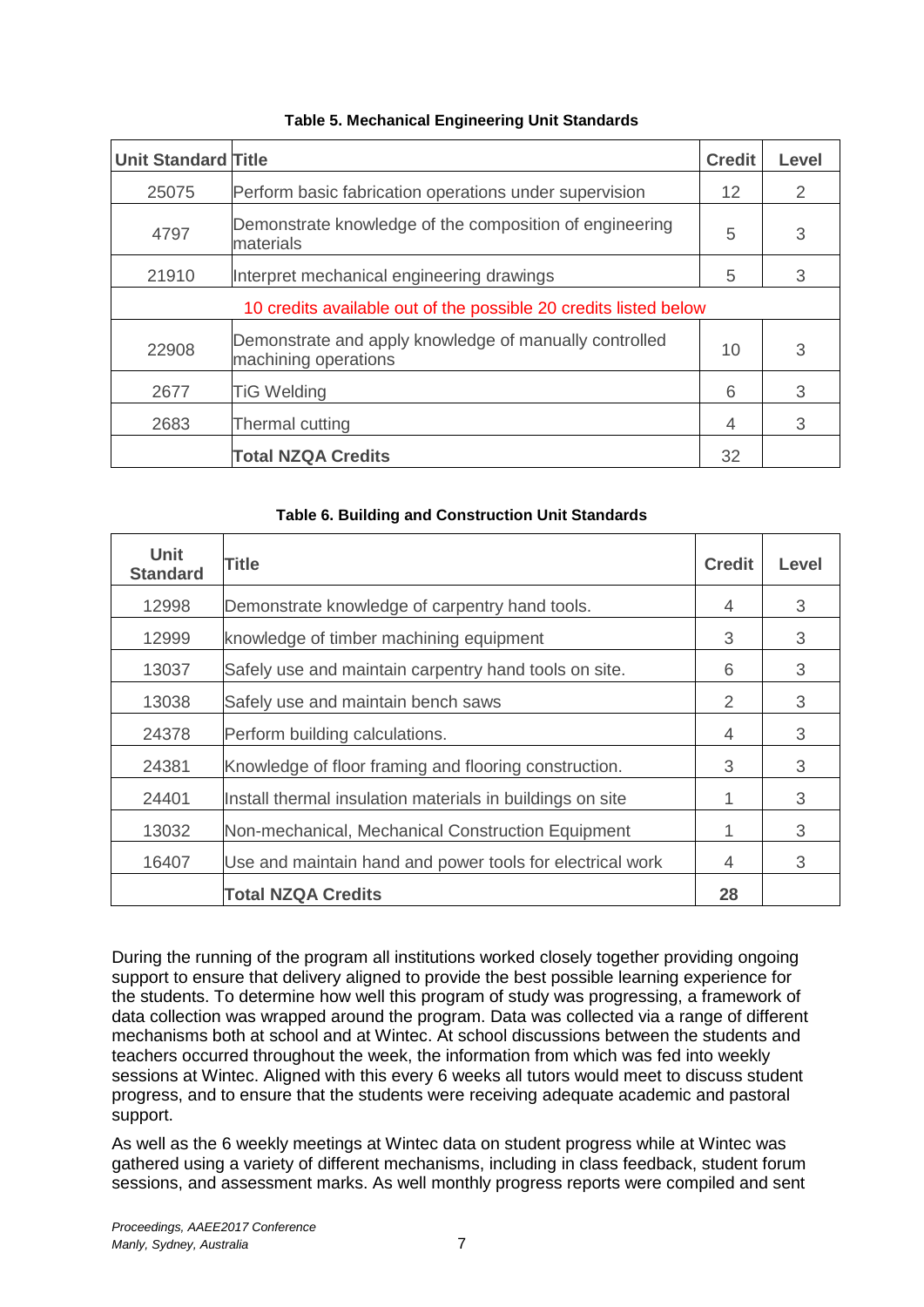**Table 5. Mechanical Engineering Unit Standards**

| Unit Standard | Title | Credit | Level |
|---|---|---|---|
| 25075 | Perform basic fabrication operations under supervision | 12 | 2 |
| 4797 | Demonstrate knowledge of the composition of engineering materials | 5 | 3 |
| 21910 | Interpret mechanical engineering drawings | 5 | 3 |
| 10 credits available out of the possible 20 credits listed below | | | |
| 22908 | Demonstrate and apply knowledge of manually controlled machining operations | 10 | 3 |
| 2677 | TiG Welding | 6 | 3 |
| 2683 | Thermal cutting | 4 | 3 |
| | **Total NZQA Credits** | 32 | |

**Table 6. Building and Construction Unit Standards**

| Unit Standard | Title | Credit | Level |
|---|---|---|---|
| 12998 | Demonstrate knowledge of carpentry hand tools. | 4 | 3 |
| 12999 | knowledge of timber machining equipment | 3 | 3 |
| 13037 | Safely use and maintain carpentry hand tools on site. | 6 | 3 |
| 13038 | Safely use and maintain bench saws | 2 | 3 |
| 24378 | Perform building calculations. | 4 | 3 |
| 24381 | Knowledge of floor framing and flooring construction. | 3 | 3 |
| 24401 | Install thermal insulation materials in buildings on site | 1 | 3 |
| 13032 | Non-mechanical, Mechanical Construction Equipment | 1 | 3 |
| 16407 | Use and maintain hand and power tools for electrical work | 4 | 3 |
| | **Total NZQA Credits** | **28** | |

During the running of the program all institutions worked closely together providing ongoing support to ensure that delivery aligned to provide the best possible learning experience for the students. To determine how well this program of study was progressing, a framework of data collection was wrapped around the program. Data was collected via a range of different mechanisms both at school and at Wintec. At school discussions between the students and teachers occurred throughout the week, the information from which was fed into weekly sessions at Wintec. Aligned with this every 6 weeks all tutors would meet to discuss student progress, and to ensure that the students were receiving adequate academic and pastoral support.

As well as the 6 weekly meetings at Wintec data on student progress while at Wintec was gathered using a variety of different mechanisms, including in class feedback, student forum sessions, and assessment marks. As well monthly progress reports were compiled and sent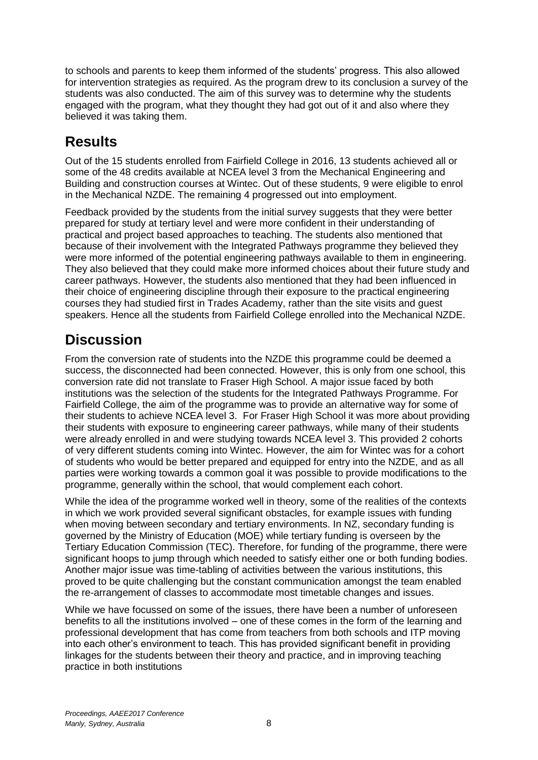to schools and parents to keep them informed of the students' progress. This also allowed for intervention strategies as required. As the program drew to its conclusion a survey of the students was also conducted. The aim of this survey was to determine why the students engaged with the program, what they thought they had got out of it and also where they believed it was taking them.

## Results

Out of the 15 students enrolled from Fairfield College in 2016, 13 students achieved all or some of the 48 credits available at NCEA level 3 from the Mechanical Engineering and Building and construction courses at Wintec. Out of these students, 9 were eligible to enrol in the Mechanical NZDE. The remaining 4 progressed out into employment.

Feedback provided by the students from the initial survey suggests that they were better prepared for study at tertiary level and were more confident in their understanding of practical and project based approaches to teaching. The students also mentioned that because of their involvement with the Integrated Pathways programme they believed they were more informed of the potential engineering pathways available to them in engineering. They also believed that they could make more informed choices about their future study and career pathways. However, the students also mentioned that they had been influenced in their choice of engineering discipline through their exposure to the practical engineering courses they had studied first in Trades Academy, rather than the site visits and guest speakers. Hence all the students from Fairfield College enrolled into the Mechanical NZDE.

## Discussion

From the conversion rate of students into the NZDE this programme could be deemed a success, the disconnected had been connected. However, this is only from one school, this conversion rate did not translate to Fraser High School. A major issue faced by both institutions was the selection of the students for the Integrated Pathways Programme. For Fairfield College, the aim of the programme was to provide an alternative way for some of their students to achieve NCEA level 3. For Fraser High School it was more about providing their students with exposure to engineering career pathways, while many of their students were already enrolled in and were studying towards NCEA level 3. This provided 2 cohorts of very different students coming into Wintec. However, the aim for Wintec was for a cohort of students who would be better prepared and equipped for entry into the NZDE, and as all parties were working towards a common goal it was possible to provide modifications to the programme, generally within the school, that would complement each cohort.

While the idea of the programme worked well in theory, some of the realities of the contexts in which we work provided several significant obstacles, for example issues with funding when moving between secondary and tertiary environments. In NZ, secondary funding is governed by the Ministry of Education (MOE) while tertiary funding is overseen by the Tertiary Education Commission (TEC). Therefore, for funding of the programme, there were significant hoops to jump through which needed to satisfy either one or both funding bodies. Another major issue was time-tabling of activities between the various institutions, this proved to be quite challenging but the constant communication amongst the team enabled the re-arrangement of classes to accommodate most timetable changes and issues.

While we have focussed on some of the issues, there have been a number of unforeseen benefits to all the institutions involved – one of these comes in the form of the learning and professional development that has come from teachers from both schools and ITP moving into each other's environment to teach. This has provided significant benefit in providing linkages for the students between their theory and practice, and in improving teaching practice in both institutions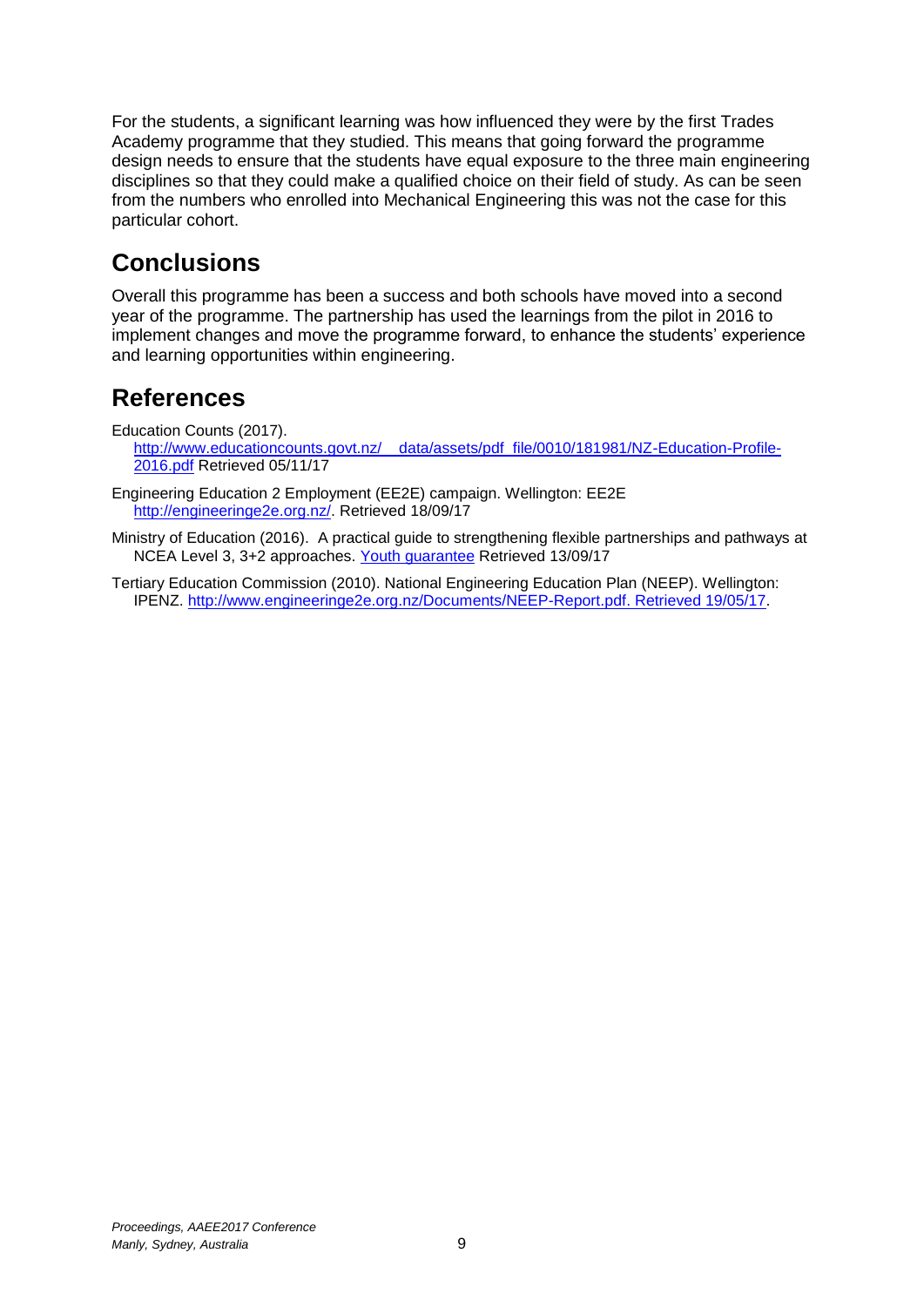For the students, a significant learning was how influenced they were by the first Trades Academy programme that they studied. This means that going forward the programme design needs to ensure that the students have equal exposure to the three main engineering disciplines so that they could make a qualified choice on their field of study. As can be seen from the numbers who enrolled into Mechanical Engineering this was not the case for this particular cohort.

## Conclusions

Overall this programme has been a success and both schools have moved into a second year of the programme. The partnership has used the learnings from the pilot in 2016 to implement changes and move the programme forward, to enhance the students' experience and learning opportunities within engineering.

## References

Education Counts (2017). http://www.educationcounts.govt.nz/__data/assets/pdf_file/0010/181981/NZ-Education-Profile-2016.pdf Retrieved 05/11/17

Engineering Education 2 Employment (EE2E) campaign. Wellington: EE2E http://engineeringe2e.org.nz/. Retrieved 18/09/17

Ministry of Education (2016). A practical guide to strengthening flexible partnerships and pathways at NCEA Level 3, 3+2 approaches. Youth guarantee Retrieved 13/09/17

Tertiary Education Commission (2010). National Engineering Education Plan (NEEP). Wellington: IPENZ. http://www.engineeringe2e.org.nz/Documents/NEEP-Report.pdf. Retrieved 19/05/17.